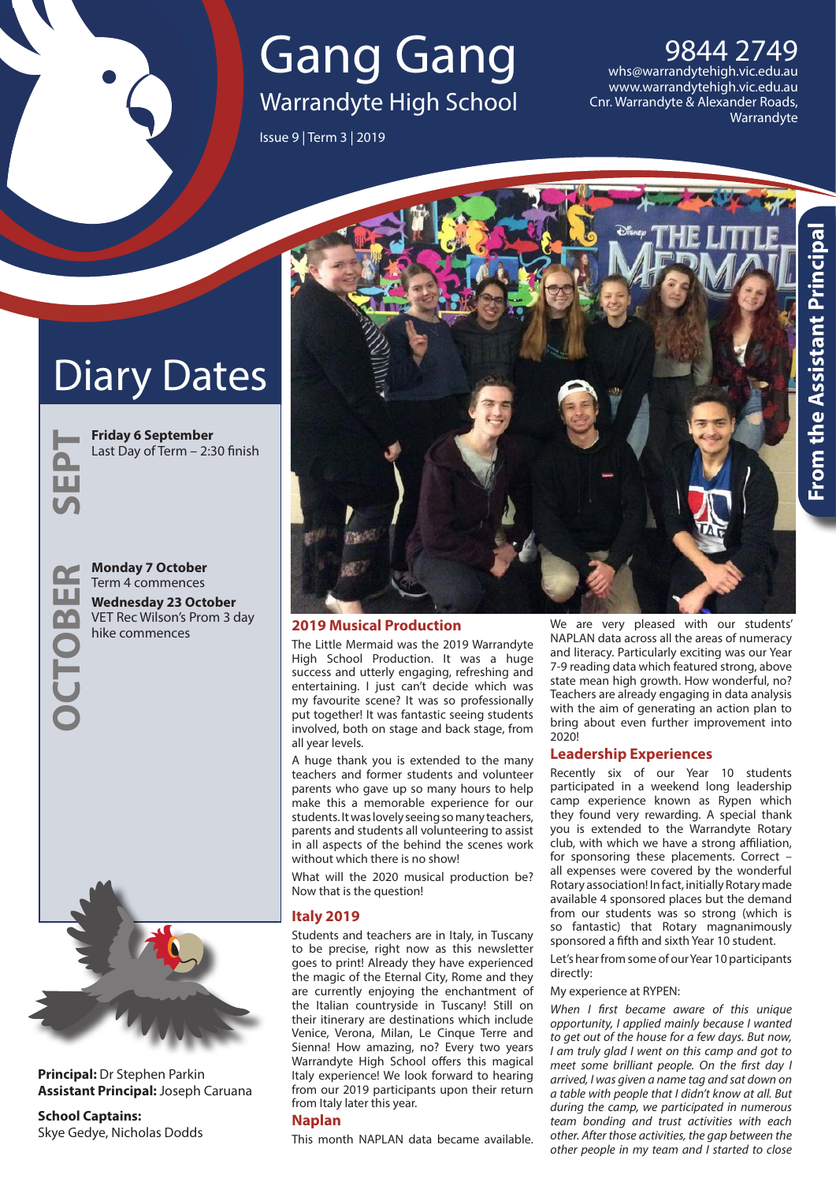# Gang Gang

## Warrandyte High School

Issue 9 | Term 3 | 2019

9844 2749
whs@warrandytehigh.vic.edu.au
www.warrandytehigh.vic.edu.au
Cnr. Warrandyte & Alexander Roads, Warrandyte

## Diary Dates

**SEPT**

**Friday 6 September**
Last Day of Term – 2:30 finish

**OCTOBER**

**Monday 7 October**
Term 4 commences

**Wednesday 23 October**
VET Rec Wilson's Prom 3 day hike commences

**Principal:** Dr Stephen Parkin
**Assistant Principal:** Joseph Caruana

**School Captains:**
Skye Gedye, Nicholas Dodds

## From the Assistant Principal

### 2019 Musical Production

The Little Mermaid was the 2019 Warrandyte High School Production. It was a huge success and utterly engaging, refreshing and entertaining. I just can't decide which was my favourite scene? It was so professionally put together! It was fantastic seeing students involved, both on stage and back stage, from all year levels.

A huge thank you is extended to the many teachers and former students and volunteer parents who gave up so many hours to help make this a memorable experience for our students. It was lovely seeing so many teachers, parents and students all volunteering to assist in all aspects of the behind the scenes work without which there is no show!

What will the 2020 musical production be? Now that is the question!

### Italy 2019

Students and teachers are in Italy, in Tuscany to be precise, right now as this newsletter goes to print! Already they have experienced the magic of the Eternal City, Rome and they are currently enjoying the enchantment of the Italian countryside in Tuscany! Still on their itinerary are destinations which include Venice, Verona, Milan, Le Cinque Terre and Sienna! How amazing, no? Every two years Warrandyte High School offers this magical Italy experience! We look forward to hearing from our 2019 participants upon their return from Italy later this year.

### Naplan

This month NAPLAN data became available. We are very pleased with our students' NAPLAN data across all the areas of numeracy and literacy. Particularly exciting was our Year 7-9 reading data which featured strong, above state mean high growth. How wonderful, no? Teachers are already engaging in data analysis with the aim of generating an action plan to bring about even further improvement into 2020!

### Leadership Experiences

Recently six of our Year 10 students participated in a weekend long leadership camp experience known as Rypen which they found very rewarding. A special thank you is extended to the Warrandyte Rotary club, with which we have a strong affiliation, for sponsoring these placements. Correct – all expenses were covered by the wonderful Rotary association! In fact, initially Rotary made available 4 sponsored places but the demand from our students was so strong (which is so fantastic) that Rotary magnanimously sponsored a fifth and sixth Year 10 student.

Let's hear from some of our Year 10 participants directly:

My experience at RYPEN:

*When I first became aware of this unique opportunity, I applied mainly because I wanted to get out of the house for a few days. But now, I am truly glad I went on this camp and got to meet some brilliant people. On the first day I arrived, I was given a name tag and sat down on a table with people that I didn't know at all. But during the camp, we participated in numerous team bonding and trust activities with each other. After those activities, the gap between the other people in my team and I started to close*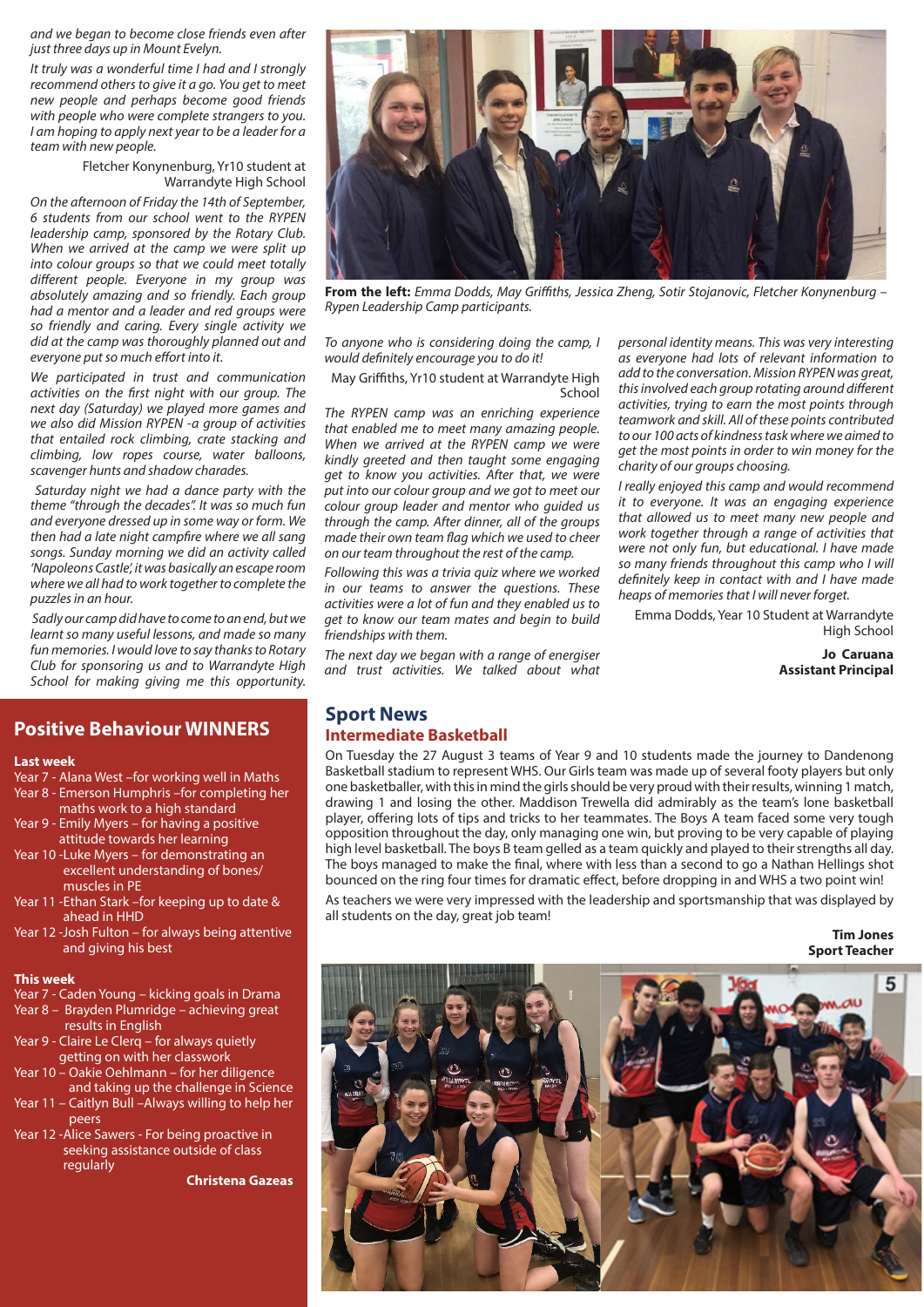*and we began to become close friends even after just three days up in Mount Evelyn.*

*It truly was a wonderful time I had and I strongly recommend others to give it a go. You get to meet new people and perhaps become good friends with people who were complete strangers to you. I am hoping to apply next year to be a leader for a team with new people.*

Fletcher Konynenburg, Yr10 student at Warrandyte High School

*On the afternoon of Friday the 14th of September, 6 students from our school went to the RYPEN leadership camp, sponsored by the Rotary Club. When we arrived at the camp we were split up into colour groups so that we could meet totally different people. Everyone in my group was absolutely amazing and so friendly. Each group had a mentor and a leader and red groups were so friendly and caring. Every single activity we did at the camp was thoroughly planned out and everyone put so much effort into it.*

*We participated in trust and communication activities on the first night with our group. The next day (Saturday) we played more games and we also did Mission RYPEN -a group of activities that entailed rock climbing, crate stacking and climbing, low ropes course, water balloons, scavenger hunts and shadow charades.*

*Saturday night we had a dance party with the theme "through the decades". It was so much fun and everyone dressed up in some way or form. We then had a late night campfire where we all sang songs. Sunday morning we did an activity called 'Napoleons Castle', it was basically an escape room where we all had to work together to complete the puzzles in an hour.*

*Sadly our camp did have to come to an end, but we learnt so many useful lessons, and made so many fun memories. I would love to say thanks to Rotary Club for sponsoring us and to Warrandyte High School for making giving me this opportunity.*

**From the left:** *Emma Dodds, May Griffiths, Jessica Zheng, Sotir Stojanovic, Fletcher Konynenburg – Rypen Leadership Camp participants.*

*To anyone who is considering doing the camp, I would definitely encourage you to do it!*

May Griffiths, Yr10 student at Warrandyte High School

*The RYPEN camp was an enriching experience that enabled me to meet many amazing people. When we arrived at the RYPEN camp we were kindly greeted and then taught some engaging get to know you activities. After that, we were put into our colour group and we got to meet our colour group leader and mentor who guided us through the camp. After dinner, all of the groups made their own team flag which we used to cheer on our team throughout the rest of the camp.*

*Following this was a trivia quiz where we worked in our teams to answer the questions. These activities were a lot of fun and they enabled us to get to know our team mates and begin to build friendships with them.*

*The next day we began with a range of energiser and trust activities. We talked about what personal identity means. This was very interesting as everyone had lots of relevant information to add to the conversation. Mission RYPEN was great, this involved each group rotating around different activities, trying to earn the most points through teamwork and skill. All of these points contributed to our 100 acts of kindness task where we aimed to get the most points in order to win money for the charity of our groups choosing.*

*I really enjoyed this camp and would recommend it to everyone. It was an engaging experience that allowed us to meet many new people and work together through a range of activities that were not only fun, but educational. I have made so many friends throughout this camp who I will definitely keep in contact with and I have made heaps of memories that I will never forget.*

Emma Dodds, Year 10 Student at Warrandyte High School

**Jo Caruana**
**Assistant Principal**

## Positive Behaviour WINNERS

**Last week**

- Year 7 - Alana West –for working well in Maths
- Year 8 - Emerson Humphris –for completing her maths work to a high standard
- Year 9 - Emily Myers – for having a positive attitude towards her learning
- Year 10 -Luke Myers – for demonstrating an excellent understanding of bones/ muscles in PE
- Year 11 -Ethan Stark –for keeping up to date & ahead in HHD
- Year 12 -Josh Fulton – for always being attentive and giving his best

**This week**

- Year 7 - Caden Young – kicking goals in Drama
- Year 8 – Brayden Plumridge – achieving great results in English
- Year 9 - Claire Le Clerq – for always quietly getting on with her classwork
- Year 10 – Oakie Oehlmann – for her diligence and taking up the challenge in Science
- Year 11 – Caitlyn Bull –Always willing to help her peers
- Year 12 -Alice Sawers - For being proactive in seeking assistance outside of class regularly

**Christena Gazeas**

## Sport News

### Intermediate Basketball

On Tuesday the 27 August 3 teams of Year 9 and 10 students made the journey to Dandenong Basketball stadium to represent WHS. Our Girls team was made up of several footy players but only one basketballer, with this in mind the girls should be very proud with their results, winning 1 match, drawing 1 and losing the other. Maddison Trewella did admirably as the team's lone basketball player, offering lots of tips and tricks to her teammates. The Boys A team faced some very tough opposition throughout the day, only managing one win, but proving to be very capable of playing high level basketball. The boys B team gelled as a team quickly and played to their strengths all day. The boys managed to make the final, where with less than a second to go a Nathan Hellings shot bounced on the ring four times for dramatic effect, before dropping in and WHS a two point win!

As teachers we were very impressed with the leadership and sportsmanship that was displayed by all students on the day, great job team!

**Tim Jones**
**Sport Teacher**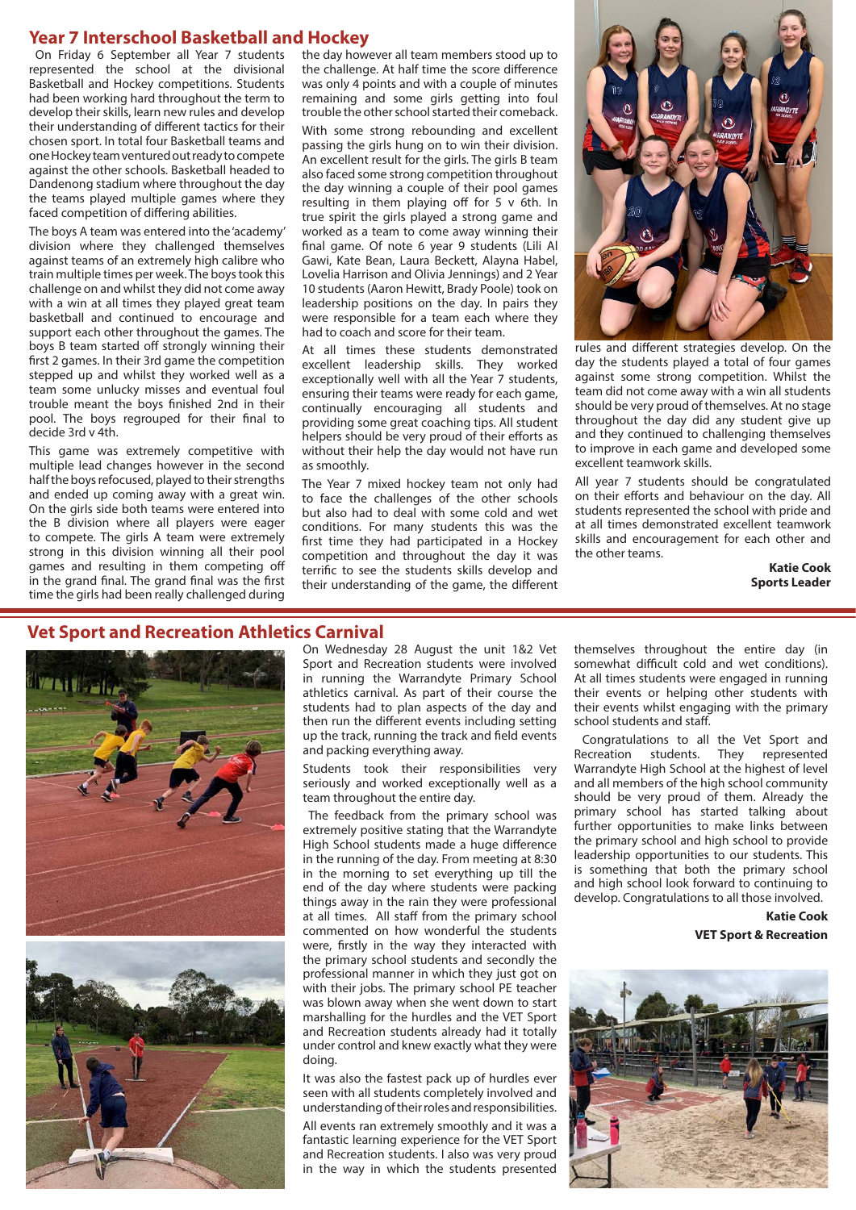## Year 7 Interschool Basketball and Hockey

On Friday 6 September all Year 7 students represented the school at the divisional Basketball and Hockey competitions. Students had been working hard throughout the term to develop their skills, learn new rules and develop their understanding of different tactics for their chosen sport. In total four Basketball teams and one Hockey team ventured out ready to compete against the other schools. Basketball headed to Dandenong stadium where throughout the day the teams played multiple games where they faced competition of differing abilities.

The boys A team was entered into the 'academy' division where they challenged themselves against teams of an extremely high calibre who train multiple times per week. The boys took this challenge on and whilst they did not come away with a win at all times they played great team basketball and continued to encourage and support each other throughout the games. The boys B team started off strongly winning their first 2 games. In their 3rd game the competition stepped up and whilst they worked well as a team some unlucky misses and eventual foul trouble meant the boys finished 2nd in their pool. The boys regrouped for their final to decide 3rd v 4th.

This game was extremely competitive with multiple lead changes however in the second half the boys refocused, played to their strengths and ended up coming away with a great win. On the girls side both teams were entered into the B division where all players were eager to compete. The girls A team were extremely strong in this division winning all their pool games and resulting in them competing off in the grand final. The grand final was the first time the girls had been really challenged during the day however all team members stood up to the challenge. At half time the score difference was only 4 points and with a couple of minutes remaining and some girls getting into foul trouble the other school started their comeback.

With some strong rebounding and excellent passing the girls hung on to win their division. An excellent result for the girls. The girls B team also faced some strong competition throughout the day winning a couple of their pool games resulting in them playing off for 5 v 6th. In true spirit the girls played a strong game and worked as a team to come away winning their final game. Of note 6 year 9 students (Lili Al Gawi, Kate Bean, Laura Beckett, Alayna Habel, Lovelia Harrison and Olivia Jennings) and 2 Year 10 students (Aaron Hewitt, Brady Poole) took on leadership positions on the day. In pairs they were responsible for a team each where they had to coach and score for their team.

At all times these students demonstrated excellent leadership skills. They worked exceptionally well with all the Year 7 students, ensuring their teams were ready for each game, continually encouraging all students and providing some great coaching tips. All student helpers should be very proud of their efforts as without their help the day would not have run as smoothly.

The Year 7 mixed hockey team not only had to face the challenges of the other schools but also had to deal with some cold and wet conditions. For many students this was the first time they had participated in a Hockey competition and throughout the day it was terrific to see the students skills develop and their understanding of the game, the different rules and different strategies develop. On the day the students played a total of four games against some strong competition. Whilst the team did not come away with a win all students should be very proud of themselves. At no stage throughout the day did any student give up and they continued to challenging themselves to improve in each game and developed some excellent teamwork skills.

All year 7 students should be congratulated on their efforts and behaviour on the day. All students represented the school with pride and at all times demonstrated excellent teamwork skills and encouragement for each other and the other teams.

**Katie Cook**
**Sports Leader**

## Vet Sport and Recreation Athletics Carnival

On Wednesday 28 August the unit 1&2 Vet Sport and Recreation students were involved in running the Warrandyte Primary School athletics carnival. As part of their course the students had to plan aspects of the day and then run the different events including setting up the track, running the track and field events and packing everything away.

Students took their responsibilities very seriously and worked exceptionally well as a team throughout the entire day.

The feedback from the primary school was extremely positive stating that the Warrandyte High School students made a huge difference in the running of the day. From meeting at 8:30 in the morning to set everything up till the end of the day where students were packing things away in the rain they were professional at all times. All staff from the primary school commented on how wonderful the students were, firstly in the way they interacted with the primary school students and secondly the professional manner in which they just got on with their jobs. The primary school PE teacher was blown away when she went down to start marshalling for the hurdles and the VET Sport and Recreation students already had it totally under control and knew exactly what they were doing.

It was also the fastest pack up of hurdles ever seen with all students completely involved and understanding of their roles and responsibilities.

All events ran extremely smoothly and it was a fantastic learning experience for the VET Sport and Recreation students. I also was very proud in the way in which the students presented themselves throughout the entire day (in somewhat difficult cold and wet conditions). At all times students were engaged in running their events or helping other students with their events whilst engaging with the primary school students and staff.

Congratulations to all the Vet Sport and Recreation students. They represented Warrandyte High School at the highest of level and all members of the high school community should be very proud of them. Already the primary school has started talking about further opportunities to make links between the primary school and high school to provide leadership opportunities to our students. This is something that both the primary school and high school look forward to continuing to develop. Congratulations to all those involved.

**Katie Cook**
**VET Sport & Recreation**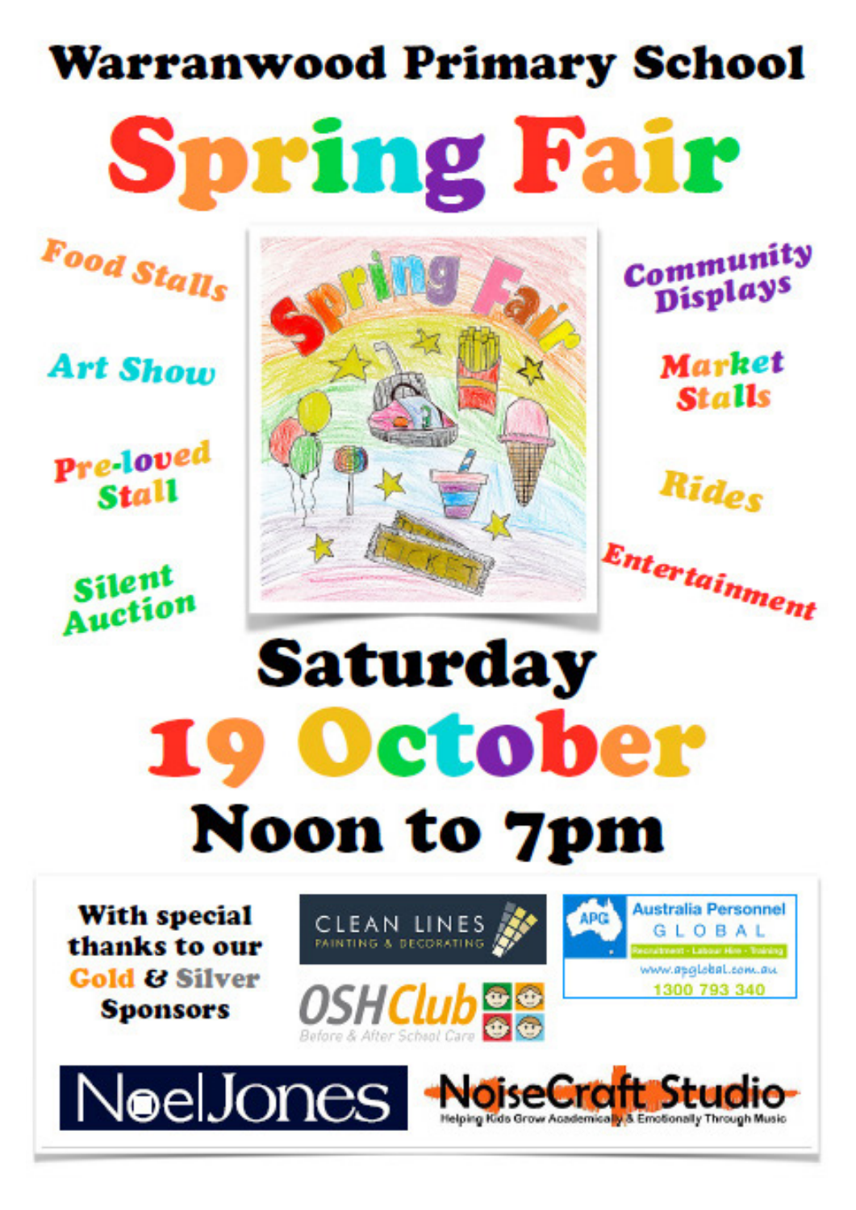# Warranwood Primary School

# Spring Fair

Food Stalls

Art Show

Pre-loved Stall

Silent Auction

Community Displays

Market Stalls

Rides

Entertainment

## Saturday

## 19 October

## Noon to 7pm

With special thanks to our **Gold & Silver Sponsors**

CLEAN LINES PAINTING & DECORATING

Australia Personnel GLOBAL
Recruitment - Labour Hire - Training
www.apglobal.com.au
1300 793 340

OSHClub Before & After School Care

NoelJones

NoiseCraft Studio
Helping Kids Grow Academically & Emotionally Through Music